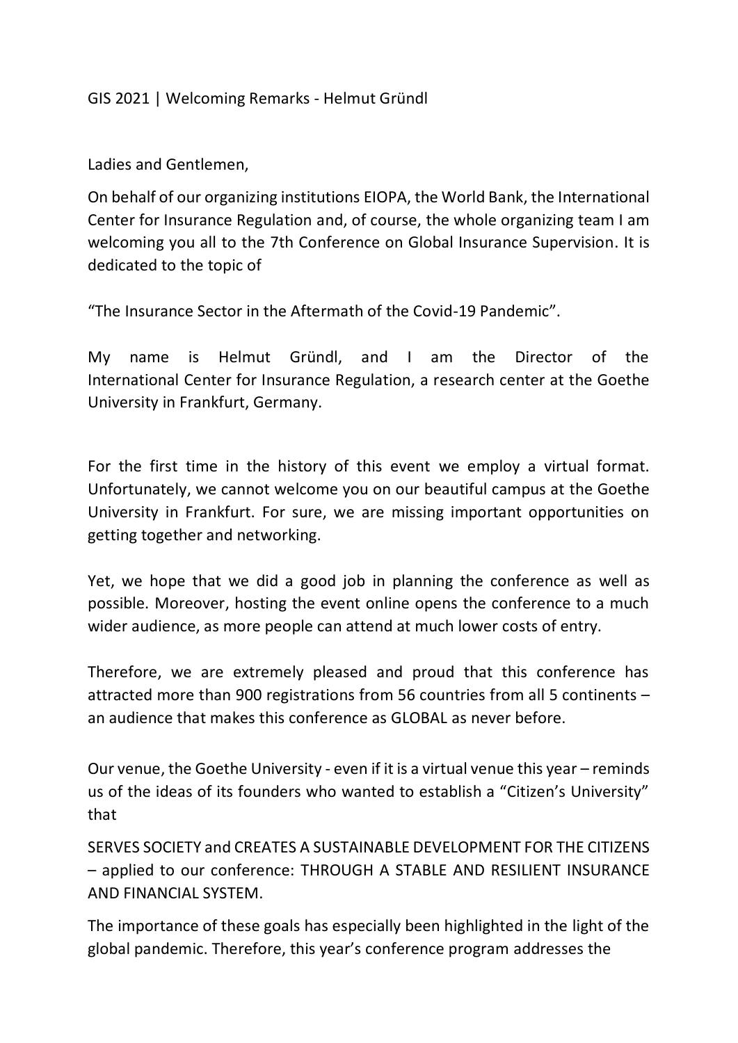GIS 2021 | Welcoming Remarks - Helmut Gründl

Ladies and Gentlemen,

On behalf of our organizing institutions EIOPA, the World Bank, the International Center for Insurance Regulation and, of course, the whole organizing team I am welcoming you all to the 7th Conference on Global Insurance Supervision. It is dedicated to the topic of

“The Insurance Sector in the Aftermath of the Covid-19 Pandemic”.

My name is Helmut Gründl, and I am the Director of the International Center for Insurance Regulation, a research center at the Goethe University in Frankfurt, Germany.

For the first time in the history of this event we employ a virtual format. Unfortunately, we cannot welcome you on our beautiful campus at the Goethe University in Frankfurt. For sure, we are missing important opportunities on getting together and networking.

Yet, we hope that we did a good job in planning the conference as well as possible. Moreover, hosting the event online opens the conference to a much wider audience, as more people can attend at much lower costs of entry.

Therefore, we are extremely pleased and proud that this conference has attracted more than 900 registrations from 56 countries from all 5 continents – an audience that makes this conference as GLOBAL as never before.

Our venue, the Goethe University - even if it is a virtual venue this year – reminds us of the ideas of its founders who wanted to establish a “Citizen’s University” that

SERVES SOCIETY and CREATES A SUSTAINABLE DEVELOPMENT FOR THE CITIZENS – applied to our conference: THROUGH A STABLE AND RESILIENT INSURANCE AND FINANCIAL SYSTEM.

The importance of these goals has especially been highlighted in the light of the global pandemic. Therefore, this year’s conference program addresses the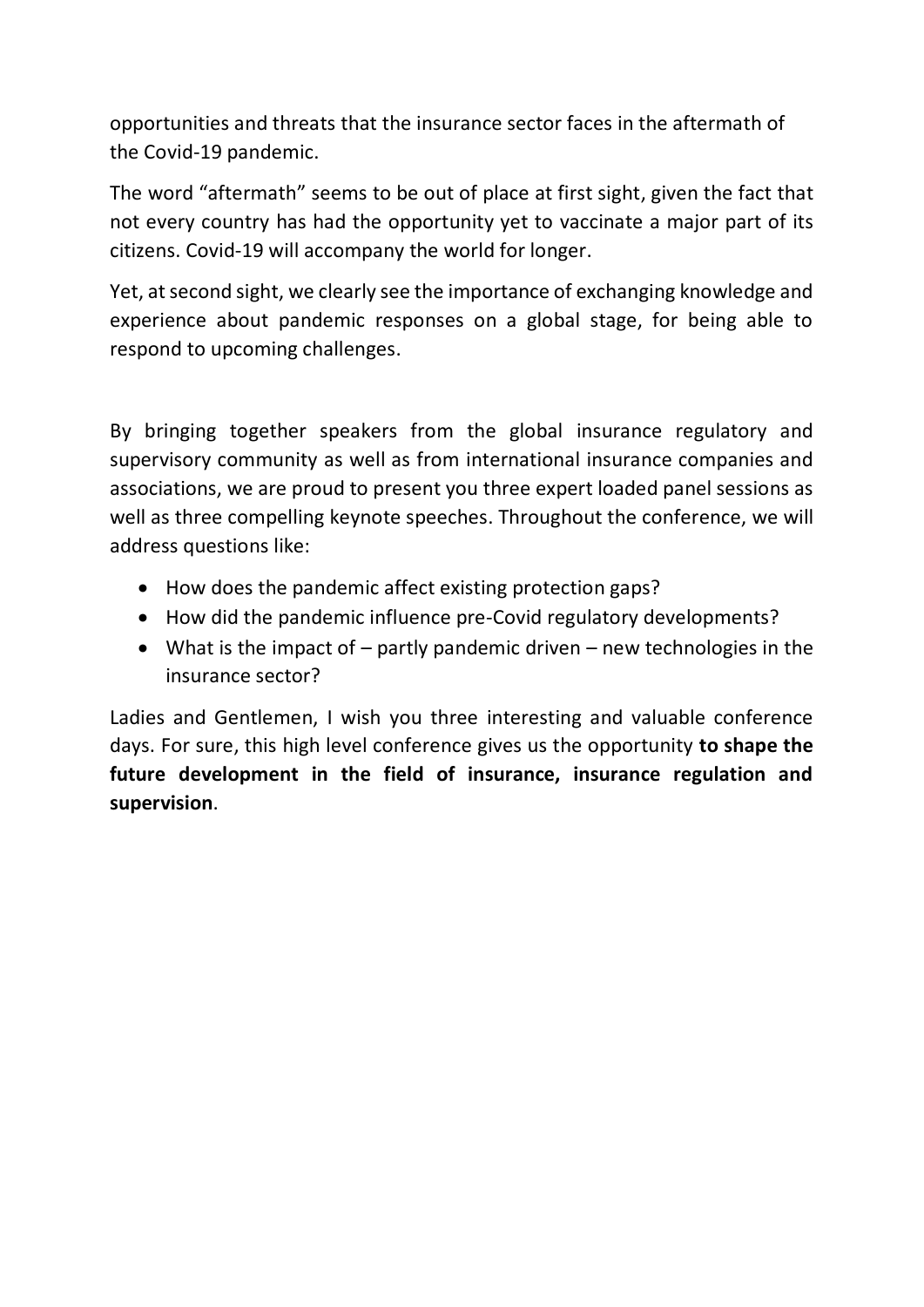opportunities and threats that the insurance sector faces in the aftermath of the Covid-19 pandemic.

The word "aftermath" seems to be out of place at first sight, given the fact that not every country has had the opportunity yet to vaccinate a major part of its citizens. Covid-19 will accompany the world for longer.

Yet, at second sight, we clearly see the importance of exchanging knowledge and experience about pandemic responses on a global stage, for being able to respond to upcoming challenges.

By bringing together speakers from the global insurance regulatory and supervisory community as well as from international insurance companies and associations, we are proud to present you three expert loaded panel sessions as well as three compelling keynote speeches. Throughout the conference, we will address questions like:

- How does the pandemic affect existing protection gaps?
- How did the pandemic influence pre-Covid regulatory developments?
- What is the impact of – partly pandemic driven – new technologies in the insurance sector?

Ladies and Gentlemen, I wish you three interesting and valuable conference days. For sure, this high level conference gives us the opportunity **to shape the future development in the field of insurance, insurance regulation and supervision**.